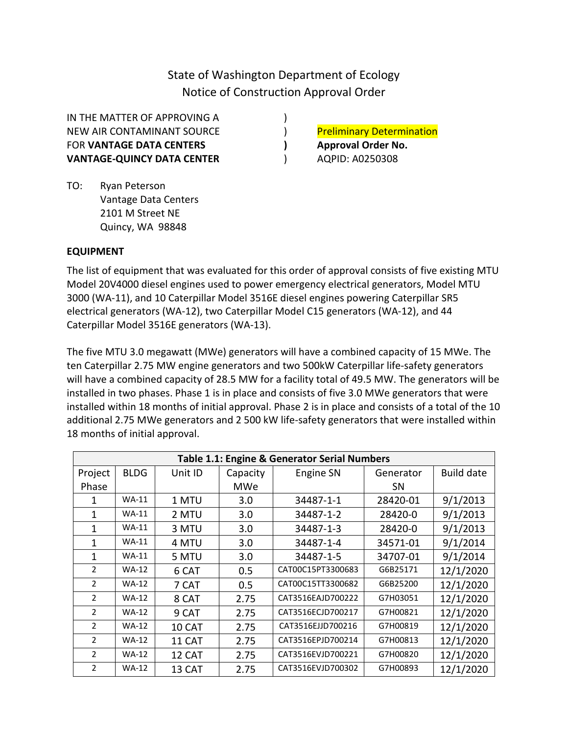State of Washington Department of Ecology
Notice of Construction Approval Order

IN THE MATTER OF APPROVING A )
NEW AIR CONTAMINANT SOURCE ) Preliminary Determination
FOR **VANTAGE DATA CENTERS** **)** **Approval Order No.**
**VANTAGE-QUINCY DATA CENTER** ) AQPID: A0250308

TO: Ryan Peterson
Vantage Data Centers
2101 M Street NE
Quincy, WA 98848

**EQUIPMENT**

The list of equipment that was evaluated for this order of approval consists of five existing MTU Model 20V4000 diesel engines used to power emergency electrical generators, Model MTU 3000 (WA-11), and 10 Caterpillar Model 3516E diesel engines powering Caterpillar SR5 electrical generators (WA-12), two Caterpillar Model C15 generators (WA-12), and 44 Caterpillar Model 3516E generators (WA-13).

The five MTU 3.0 megawatt (MWe) generators will have a combined capacity of 15 MWe. The ten Caterpillar 2.75 MW engine generators and two 500kW Caterpillar life-safety generators will have a combined capacity of 28.5 MW for a facility total of 49.5 MW. The generators will be installed in two phases. Phase 1 is in place and consists of five 3.0 MWe generators that were installed within 18 months of initial approval. Phase 2 is in place and consists of a total of the 10 additional 2.75 MWe generators and 2 500 kW life-safety generators that were installed within 18 months of initial approval.

| Table 1.1: Engine & Generator Serial Numbers | | | | | | |
|---|---|---|---|---|---|---|
| Project Phase | BLDG | Unit ID | Capacity MWe | Engine SN | Generator SN | Build date |
| 1 | WA-11 | 1 MTU | 3.0 | 34487-1-1 | 28420-01 | 9/1/2013 |
| 1 | WA-11 | 2 MTU | 3.0 | 34487-1-2 | 28420-0 | 9/1/2013 |
| 1 | WA-11 | 3 MTU | 3.0 | 34487-1-3 | 28420-0 | 9/1/2013 |
| 1 | WA-11 | 4 MTU | 3.0 | 34487-1-4 | 34571-01 | 9/1/2014 |
| 1 | WA-11 | 5 MTU | 3.0 | 34487-1-5 | 34707-01 | 9/1/2014 |
| 2 | WA-12 | 6 CAT | 0.5 | CAT00C15PT3300683 | G6B25171 | 12/1/2020 |
| 2 | WA-12 | 7 CAT | 0.5 | CAT00C15TT3300682 | G6B25200 | 12/1/2020 |
| 2 | WA-12 | 8 CAT | 2.75 | CAT3516EAJD700222 | G7H03051 | 12/1/2020 |
| 2 | WA-12 | 9 CAT | 2.75 | CAT3516ECJD700217 | G7H00821 | 12/1/2020 |
| 2 | WA-12 | 10 CAT | 2.75 | CAT3516EJJD700216 | G7H00819 | 12/1/2020 |
| 2 | WA-12 | 11 CAT | 2.75 | CAT3516EPJD700214 | G7H00813 | 12/1/2020 |
| 2 | WA-12 | 12 CAT | 2.75 | CAT3516EVJD700221 | G7H00820 | 12/1/2020 |
| 2 | WA-12 | 13 CAT | 2.75 | CAT3516EVJD700302 | G7H00893 | 12/1/2020 |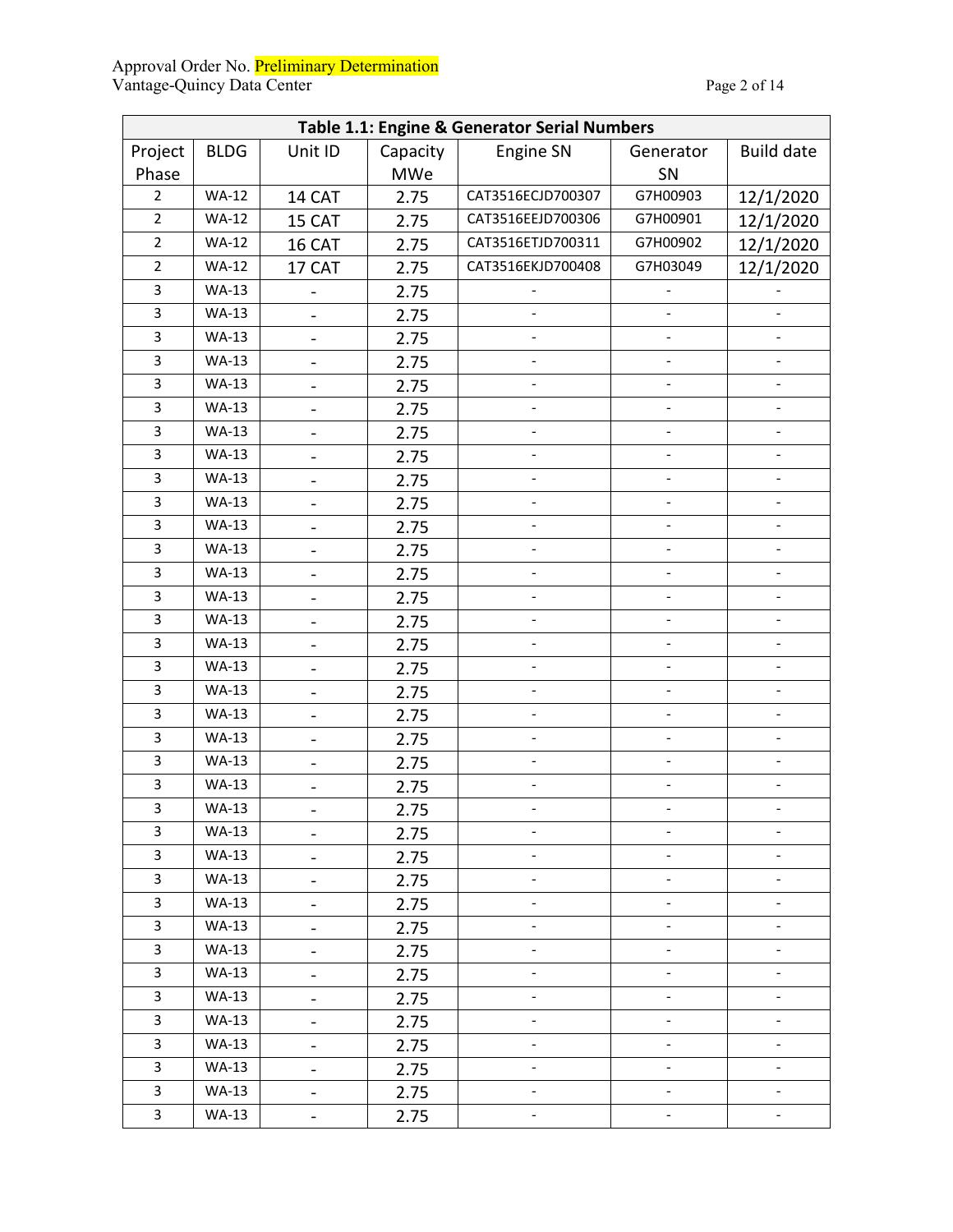| Table 1.1: Engine & Generator Serial Numbers | | | | | | |
|---|---|---|---|---|---|---|
| Project Phase | BLDG | Unit ID | Capacity MWe | Engine SN | Generator SN | Build date |
| 2 | WA-12 | 14 CAT | 2.75 | CAT3516ECJD700307 | G7H00903 | 12/1/2020 |
| 2 | WA-12 | 15 CAT | 2.75 | CAT3516EEJD700306 | G7H00901 | 12/1/2020 |
| 2 | WA-12 | 16 CAT | 2.75 | CAT3516ETJD700311 | G7H00902 | 12/1/2020 |
| 2 | WA-12 | 17 CAT | 2.75 | CAT3516EKJD700408 | G7H03049 | 12/1/2020 |
| 3 | WA-13 | - | 2.75 | - | - | - |
| 3 | WA-13 | - | 2.75 | - | - | - |
| 3 | WA-13 | - | 2.75 | - | - | - |
| 3 | WA-13 | - | 2.75 | - | - | - |
| 3 | WA-13 | - | 2.75 | - | - | - |
| 3 | WA-13 | - | 2.75 | - | - | - |
| 3 | WA-13 | - | 2.75 | - | - | - |
| 3 | WA-13 | - | 2.75 | - | - | - |
| 3 | WA-13 | - | 2.75 | - | - | - |
| 3 | WA-13 | - | 2.75 | - | - | - |
| 3 | WA-13 | - | 2.75 | - | - | - |
| 3 | WA-13 | - | 2.75 | - | - | - |
| 3 | WA-13 | - | 2.75 | - | - | - |
| 3 | WA-13 | - | 2.75 | - | - | - |
| 3 | WA-13 | - | 2.75 | - | - | - |
| 3 | WA-13 | - | 2.75 | - | - | - |
| 3 | WA-13 | - | 2.75 | - | - | - |
| 3 | WA-13 | - | 2.75 | - | - | - |
| 3 | WA-13 | - | 2.75 | - | - | - |
| 3 | WA-13 | - | 2.75 | - | - | - |
| 3 | WA-13 | - | 2.75 | - | - | - |
| 3 | WA-13 | - | 2.75 | - | - | - |
| 3 | WA-13 | - | 2.75 | - | - | - |
| 3 | WA-13 | - | 2.75 | - | - | - |
| 3 | WA-13 | - | 2.75 | - | - | - |
| 3 | WA-13 | - | 2.75 | - | - | - |
| 3 | WA-13 | - | 2.75 | - | - | - |
| 3 | WA-13 | - | 2.75 | - | - | - |
| 3 | WA-13 | - | 2.75 | - | - | - |
| 3 | WA-13 | - | 2.75 | - | - | - |
| 3 | WA-13 | - | 2.75 | - | - | - |
| 3 | WA-13 | - | 2.75 | - | - | - |
| 3 | WA-13 | - | 2.75 | - | - | - |
| 3 | WA-13 | - | 2.75 | - | - | - |
| 3 | WA-13 | - | 2.75 | - | - | - |
| 3 | WA-13 | - | 2.75 | - | - | - |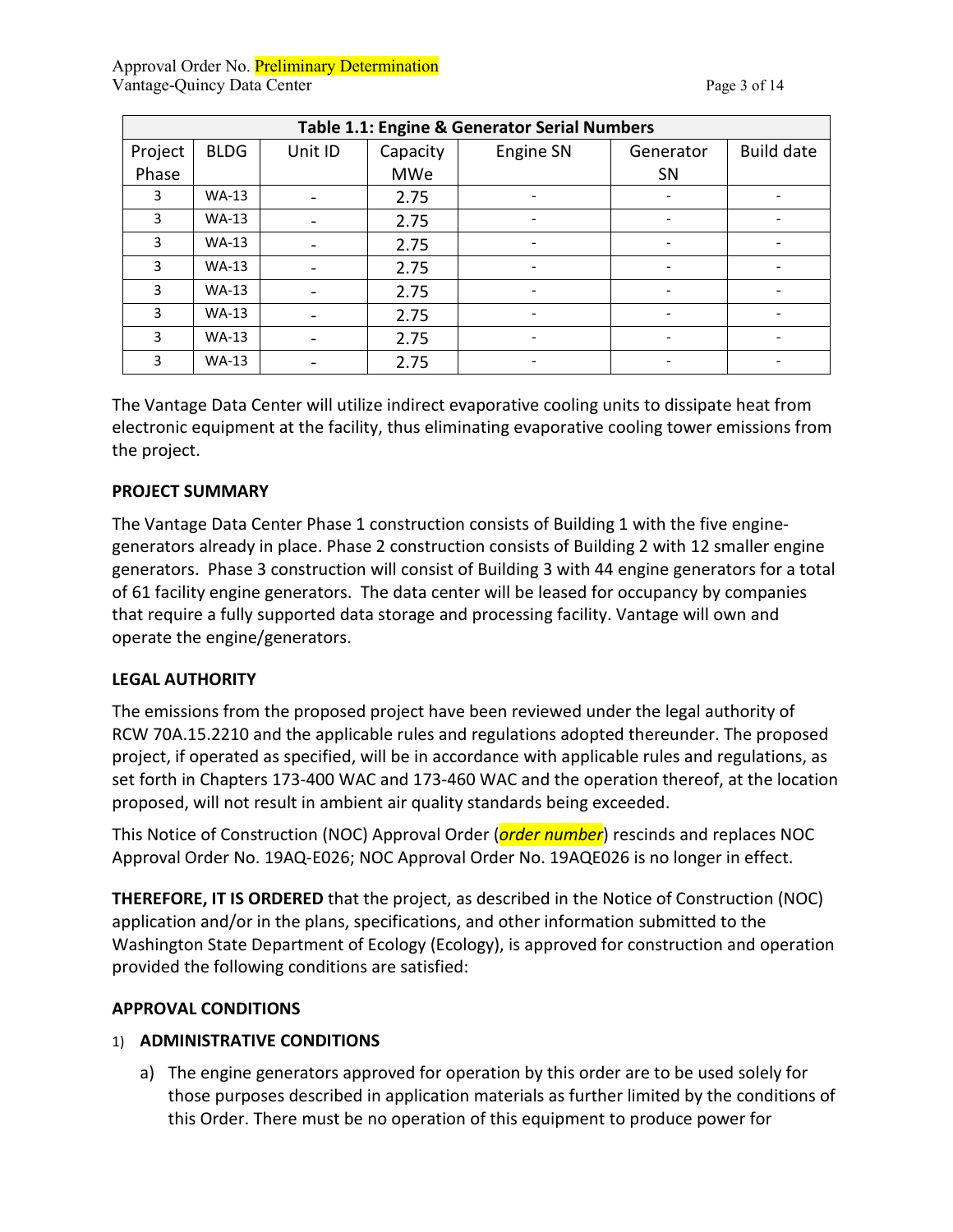**Table 1.1: Engine & Generator Serial Numbers**

| Project Phase | BLDG | Unit ID | Capacity MWe | Engine SN | Generator SN | Build date |
|---|---|---|---|---|---|---|
| 3 | WA-13 | - | 2.75 | - | - | - |
| 3 | WA-13 | - | 2.75 | - | - | - |
| 3 | WA-13 | - | 2.75 | - | - | - |
| 3 | WA-13 | - | 2.75 | - | - | - |
| 3 | WA-13 | - | 2.75 | - | - | - |
| 3 | WA-13 | - | 2.75 | - | - | - |
| 3 | WA-13 | - | 2.75 | - | - | - |
| 3 | WA-13 | - | 2.75 | - | - | - |

The Vantage Data Center will utilize indirect evaporative cooling units to dissipate heat from electronic equipment at the facility, thus eliminating evaporative cooling tower emissions from the project.

**PROJECT SUMMARY**

The Vantage Data Center Phase 1 construction consists of Building 1 with the five engine-generators already in place. Phase 2 construction consists of Building 2 with 12 smaller engine generators. Phase 3 construction will consist of Building 3 with 44 engine generators for a total of 61 facility engine generators. The data center will be leased for occupancy by companies that require a fully supported data storage and processing facility. Vantage will own and operate the engine/generators.

**LEGAL AUTHORITY**

The emissions from the proposed project have been reviewed under the legal authority of RCW 70A.15.2210 and the applicable rules and regulations adopted thereunder. The proposed project, if operated as specified, will be in accordance with applicable rules and regulations, as set forth in Chapters 173-400 WAC and 173-460 WAC and the operation thereof, at the location proposed, will not result in ambient air quality standards being exceeded.

This Notice of Construction (NOC) Approval Order (*order number*) rescinds and replaces NOC Approval Order No. 19AQ-E026; NOC Approval Order No. 19AQE026 is no longer in effect.

**THEREFORE, IT IS ORDERED** that the project, as described in the Notice of Construction (NOC) application and/or in the plans, specifications, and other information submitted to the Washington State Department of Ecology (Ecology), is approved for construction and operation provided the following conditions are satisfied:

**APPROVAL CONDITIONS**

1) **ADMINISTRATIVE CONDITIONS**

   a) The engine generators approved for operation by this order are to be used solely for those purposes described in application materials as further limited by the conditions of this Order. There must be no operation of this equipment to produce power for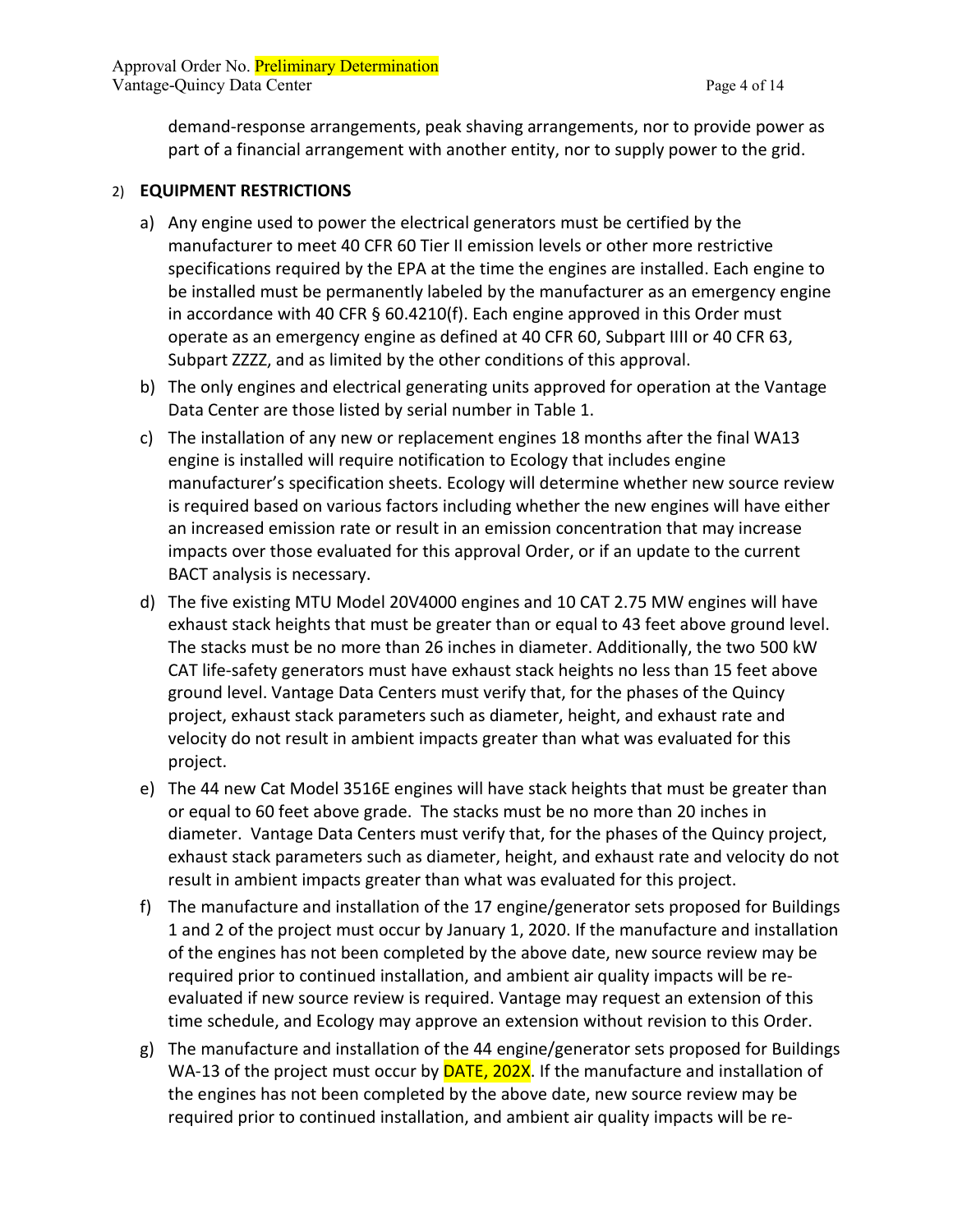demand-response arrangements, peak shaving arrangements, nor to provide power as part of a financial arrangement with another entity, nor to supply power to the grid.

2) **EQUIPMENT RESTRICTIONS**

a) Any engine used to power the electrical generators must be certified by the manufacturer to meet 40 CFR 60 Tier II emission levels or other more restrictive specifications required by the EPA at the time the engines are installed. Each engine to be installed must be permanently labeled by the manufacturer as an emergency engine in accordance with 40 CFR § 60.4210(f). Each engine approved in this Order must operate as an emergency engine as defined at 40 CFR 60, Subpart IIII or 40 CFR 63, Subpart ZZZZ, and as limited by the other conditions of this approval.

b) The only engines and electrical generating units approved for operation at the Vantage Data Center are those listed by serial number in Table 1.

c) The installation of any new or replacement engines 18 months after the final WA13 engine is installed will require notification to Ecology that includes engine manufacturer's specification sheets. Ecology will determine whether new source review is required based on various factors including whether the new engines will have either an increased emission rate or result in an emission concentration that may increase impacts over those evaluated for this approval Order, or if an update to the current BACT analysis is necessary.

d) The five existing MTU Model 20V4000 engines and 10 CAT 2.75 MW engines will have exhaust stack heights that must be greater than or equal to 43 feet above ground level. The stacks must be no more than 26 inches in diameter. Additionally, the two 500 kW CAT life-safety generators must have exhaust stack heights no less than 15 feet above ground level. Vantage Data Centers must verify that, for the phases of the Quincy project, exhaust stack parameters such as diameter, height, and exhaust rate and velocity do not result in ambient impacts greater than what was evaluated for this project.

e) The 44 new Cat Model 3516E engines will have stack heights that must be greater than or equal to 60 feet above grade. The stacks must be no more than 20 inches in diameter. Vantage Data Centers must verify that, for the phases of the Quincy project, exhaust stack parameters such as diameter, height, and exhaust rate and velocity do not result in ambient impacts greater than what was evaluated for this project.

f) The manufacture and installation of the 17 engine/generator sets proposed for Buildings 1 and 2 of the project must occur by January 1, 2020. If the manufacture and installation of the engines has not been completed by the above date, new source review may be required prior to continued installation, and ambient air quality impacts will be re-evaluated if new source review is required. Vantage may request an extension of this time schedule, and Ecology may approve an extension without revision to this Order.

g) The manufacture and installation of the 44 engine/generator sets proposed for Buildings WA-13 of the project must occur by DATE, 202X. If the manufacture and installation of the engines has not been completed by the above date, new source review may be required prior to continued installation, and ambient air quality impacts will be re-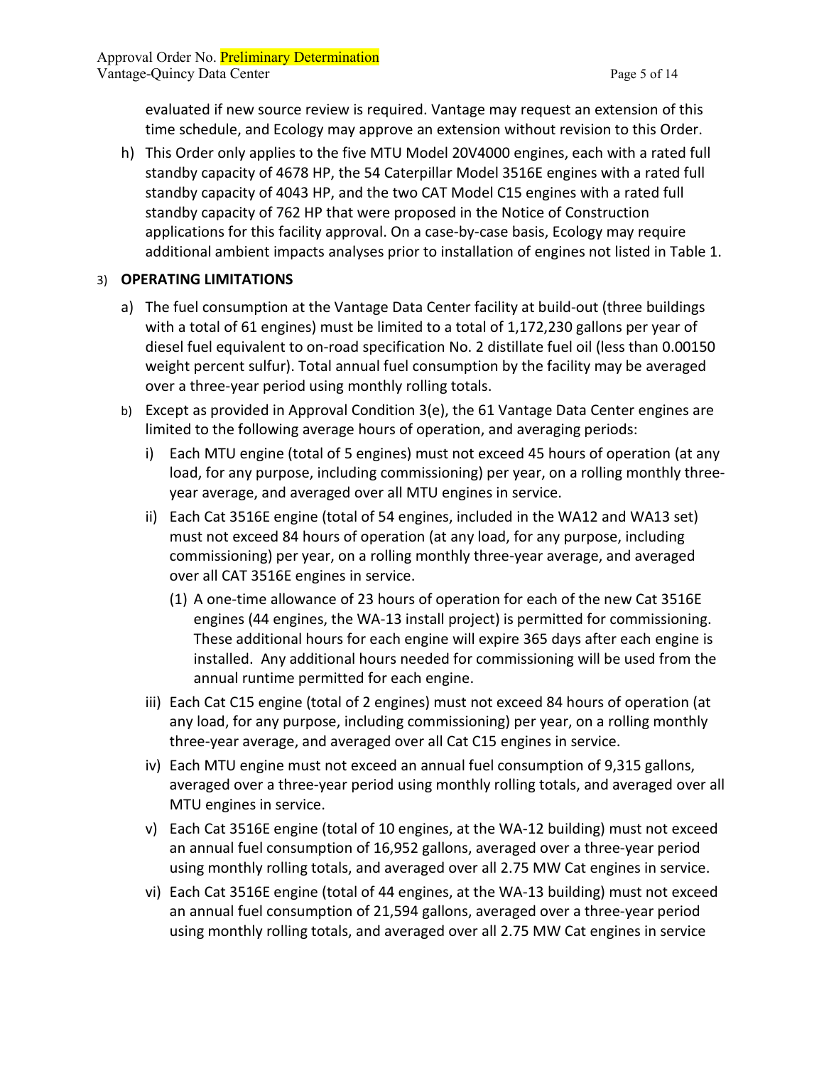evaluated if new source review is required. Vantage may request an extension of this time schedule, and Ecology may approve an extension without revision to this Order.

h) This Order only applies to the five MTU Model 20V4000 engines, each with a rated full standby capacity of 4678 HP, the 54 Caterpillar Model 3516E engines with a rated full standby capacity of 4043 HP, and the two CAT Model C15 engines with a rated full standby capacity of 762 HP that were proposed in the Notice of Construction applications for this facility approval. On a case-by-case basis, Ecology may require additional ambient impacts analyses prior to installation of engines not listed in Table 1.

3) **OPERATING LIMITATIONS**

a) The fuel consumption at the Vantage Data Center facility at build-out (three buildings with a total of 61 engines) must be limited to a total of 1,172,230 gallons per year of diesel fuel equivalent to on-road specification No. 2 distillate fuel oil (less than 0.00150 weight percent sulfur). Total annual fuel consumption by the facility may be averaged over a three-year period using monthly rolling totals.

b) Except as provided in Approval Condition 3(e), the 61 Vantage Data Center engines are limited to the following average hours of operation, and averaging periods:

   i) Each MTU engine (total of 5 engines) must not exceed 45 hours of operation (at any load, for any purpose, including commissioning) per year, on a rolling monthly three-year average, and averaged over all MTU engines in service.

   ii) Each Cat 3516E engine (total of 54 engines, included in the WA12 and WA13 set) must not exceed 84 hours of operation (at any load, for any purpose, including commissioning) per year, on a rolling monthly three-year average, and averaged over all CAT 3516E engines in service.

      (1) A one-time allowance of 23 hours of operation for each of the new Cat 3516E engines (44 engines, the WA-13 install project) is permitted for commissioning. These additional hours for each engine will expire 365 days after each engine is installed. Any additional hours needed for commissioning will be used from the annual runtime permitted for each engine.

   iii) Each Cat C15 engine (total of 2 engines) must not exceed 84 hours of operation (at any load, for any purpose, including commissioning) per year, on a rolling monthly three-year average, and averaged over all Cat C15 engines in service.

   iv) Each MTU engine must not exceed an annual fuel consumption of 9,315 gallons, averaged over a three-year period using monthly rolling totals, and averaged over all MTU engines in service.

   v) Each Cat 3516E engine (total of 10 engines, at the WA-12 building) must not exceed an annual fuel consumption of 16,952 gallons, averaged over a three-year period using monthly rolling totals, and averaged over all 2.75 MW Cat engines in service.

   vi) Each Cat 3516E engine (total of 44 engines, at the WA-13 building) must not exceed an annual fuel consumption of 21,594 gallons, averaged over a three-year period using monthly rolling totals, and averaged over all 2.75 MW Cat engines in service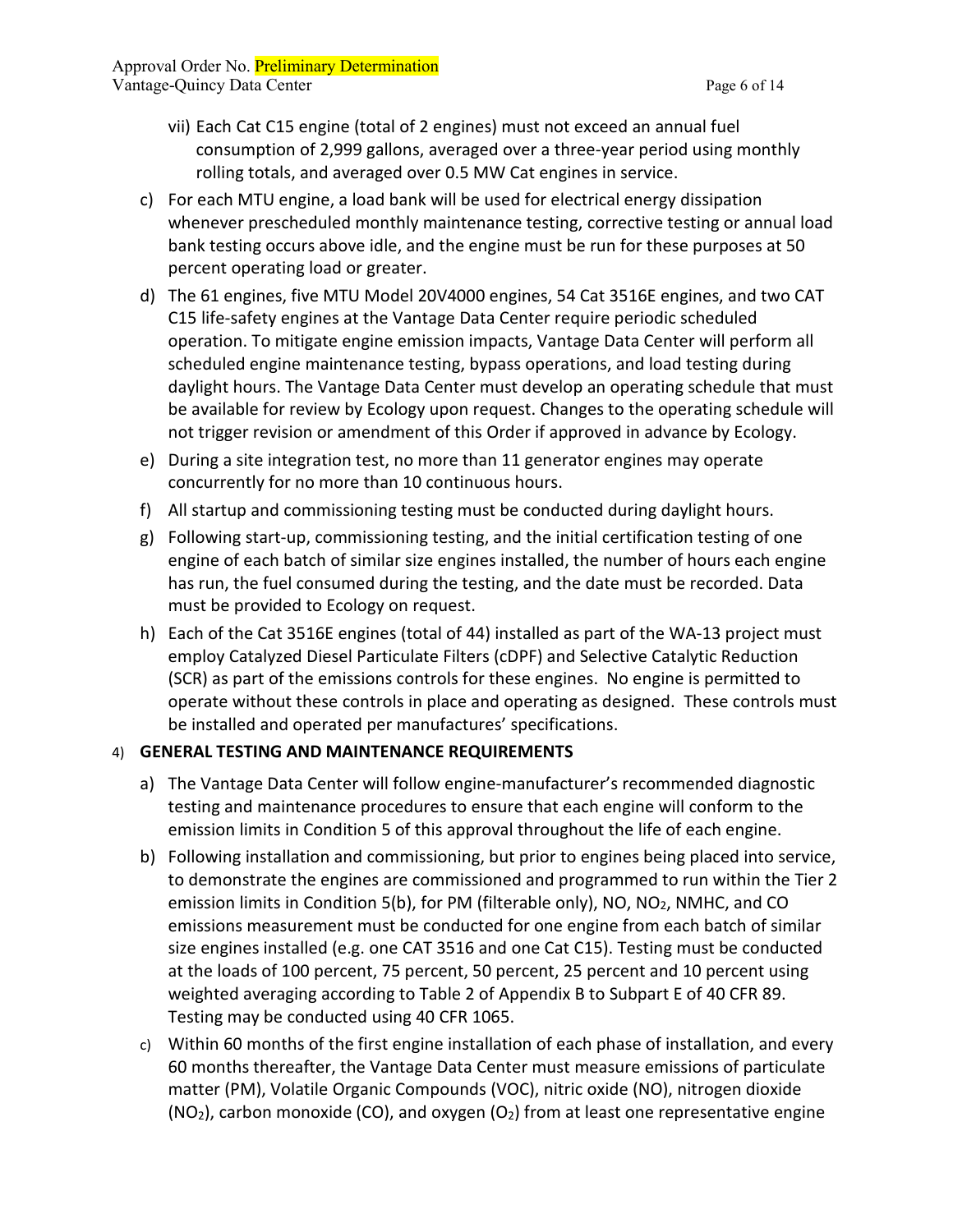vii) Each Cat C15 engine (total of 2 engines) must not exceed an annual fuel consumption of 2,999 gallons, averaged over a three-year period using monthly rolling totals, and averaged over 0.5 MW Cat engines in service.

c) For each MTU engine, a load bank will be used for electrical energy dissipation whenever prescheduled monthly maintenance testing, corrective testing or annual load bank testing occurs above idle, and the engine must be run for these purposes at 50 percent operating load or greater.

d) The 61 engines, five MTU Model 20V4000 engines, 54 Cat 3516E engines, and two CAT C15 life-safety engines at the Vantage Data Center require periodic scheduled operation. To mitigate engine emission impacts, Vantage Data Center will perform all scheduled engine maintenance testing, bypass operations, and load testing during daylight hours. The Vantage Data Center must develop an operating schedule that must be available for review by Ecology upon request. Changes to the operating schedule will not trigger revision or amendment of this Order if approved in advance by Ecology.

e) During a site integration test, no more than 11 generator engines may operate concurrently for no more than 10 continuous hours.

f) All startup and commissioning testing must be conducted during daylight hours.

g) Following start-up, commissioning testing, and the initial certification testing of one engine of each batch of similar size engines installed, the number of hours each engine has run, the fuel consumed during the testing, and the date must be recorded. Data must be provided to Ecology on request.

h) Each of the Cat 3516E engines (total of 44) installed as part of the WA-13 project must employ Catalyzed Diesel Particulate Filters (cDPF) and Selective Catalytic Reduction (SCR) as part of the emissions controls for these engines. No engine is permitted to operate without these controls in place and operating as designed. These controls must be installed and operated per manufactures' specifications.

4) **GENERAL TESTING AND MAINTENANCE REQUIREMENTS**

a) The Vantage Data Center will follow engine-manufacturer's recommended diagnostic testing and maintenance procedures to ensure that each engine will conform to the emission limits in Condition 5 of this approval throughout the life of each engine.

b) Following installation and commissioning, but prior to engines being placed into service, to demonstrate the engines are commissioned and programmed to run within the Tier 2 emission limits in Condition 5(b), for PM (filterable only), NO, $NO_2$, NMHC, and CO emissions measurement must be conducted for one engine from each batch of similar size engines installed (e.g. one CAT 3516 and one Cat C15). Testing must be conducted at the loads of 100 percent, 75 percent, 50 percent, 25 percent and 10 percent using weighted averaging according to Table 2 of Appendix B to Subpart E of 40 CFR 89. Testing may be conducted using 40 CFR 1065.

c) Within 60 months of the first engine installation of each phase of installation, and every 60 months thereafter, the Vantage Data Center must measure emissions of particulate matter (PM), Volatile Organic Compounds (VOC), nitric oxide (NO), nitrogen dioxide ($NO_2$), carbon monoxide (CO), and oxygen ($O_2$) from at least one representative engine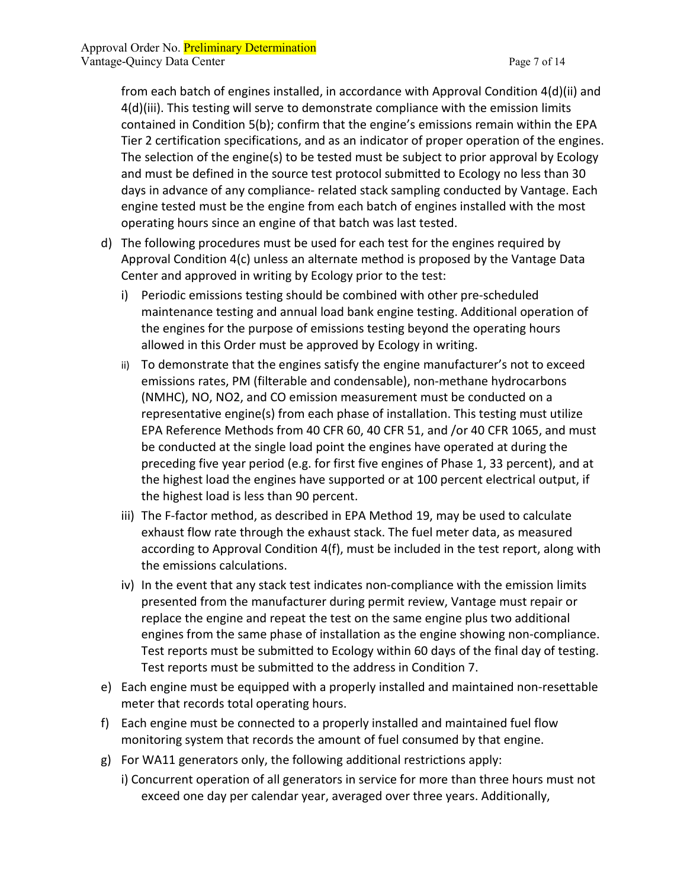from each batch of engines installed, in accordance with Approval Condition 4(d)(ii) and 4(d)(iii). This testing will serve to demonstrate compliance with the emission limits contained in Condition 5(b); confirm that the engine's emissions remain within the EPA Tier 2 certification specifications, and as an indicator of proper operation of the engines. The selection of the engine(s) to be tested must be subject to prior approval by Ecology and must be defined in the source test protocol submitted to Ecology no less than 30 days in advance of any compliance- related stack sampling conducted by Vantage. Each engine tested must be the engine from each batch of engines installed with the most operating hours since an engine of that batch was last tested.

d) The following procedures must be used for each test for the engines required by Approval Condition 4(c) unless an alternate method is proposed by the Vantage Data Center and approved in writing by Ecology prior to the test:

   i) Periodic emissions testing should be combined with other pre-scheduled maintenance testing and annual load bank engine testing. Additional operation of the engines for the purpose of emissions testing beyond the operating hours allowed in this Order must be approved by Ecology in writing.

   ii) To demonstrate that the engines satisfy the engine manufacturer's not to exceed emissions rates, PM (filterable and condensable), non-methane hydrocarbons (NMHC), NO, $NO_2$, and CO emission measurement must be conducted on a representative engine(s) from each phase of installation. This testing must utilize EPA Reference Methods from 40 CFR 60, 40 CFR 51, and /or 40 CFR 1065, and must be conducted at the single load point the engines have operated at during the preceding five year period (e.g. for first five engines of Phase 1, 33 percent), and at the highest load the engines have supported or at 100 percent electrical output, if the highest load is less than 90 percent.

   iii) The F-factor method, as described in EPA Method 19, may be used to calculate exhaust flow rate through the exhaust stack. The fuel meter data, as measured according to Approval Condition 4(f), must be included in the test report, along with the emissions calculations.

   iv) In the event that any stack test indicates non-compliance with the emission limits presented from the manufacturer during permit review, Vantage must repair or replace the engine and repeat the test on the same engine plus two additional engines from the same phase of installation as the engine showing non-compliance. Test reports must be submitted to Ecology within 60 days of the final day of testing. Test reports must be submitted to the address in Condition 7.

e) Each engine must be equipped with a properly installed and maintained non-resettable meter that records total operating hours.

f) Each engine must be connected to a properly installed and maintained fuel flow monitoring system that records the amount of fuel consumed by that engine.

g) For WA11 generators only, the following additional restrictions apply:

   i) Concurrent operation of all generators in service for more than three hours must not exceed one day per calendar year, averaged over three years. Additionally,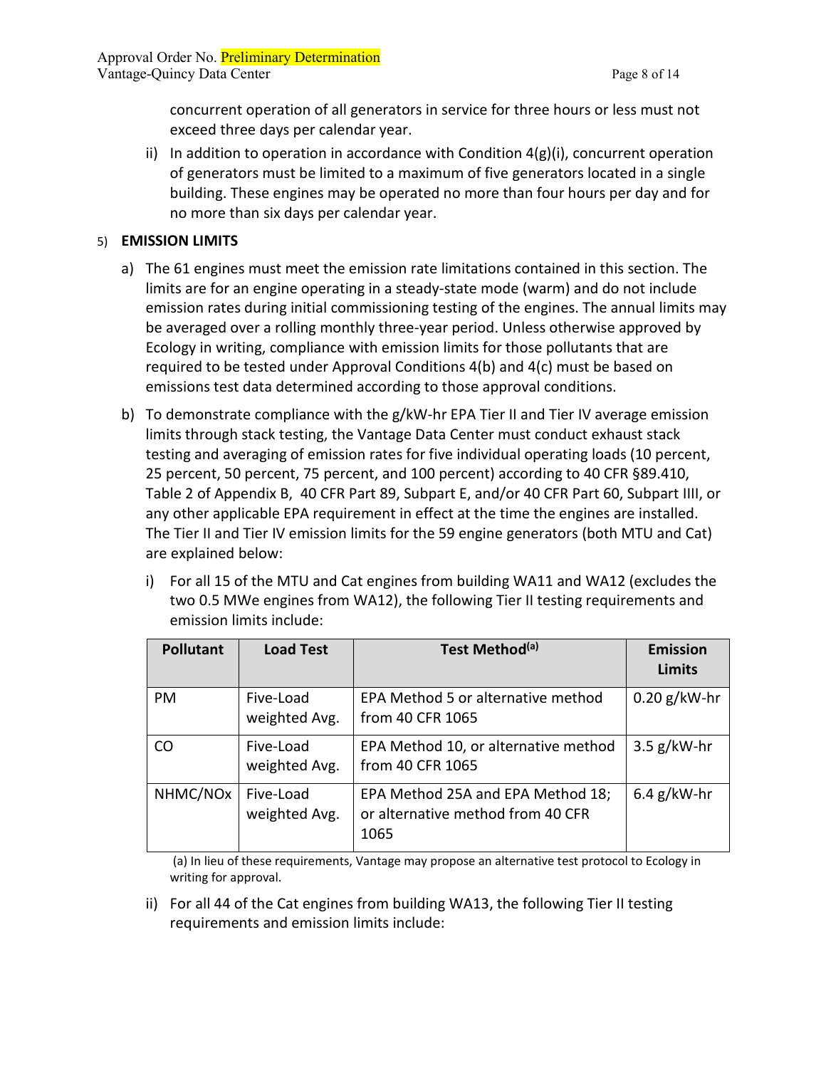concurrent operation of all generators in service for three hours or less must not exceed three days per calendar year.

ii) In addition to operation in accordance with Condition 4(g)(i), concurrent operation of generators must be limited to a maximum of five generators located in a single building. These engines may be operated no more than four hours per day and for no more than six days per calendar year.

5) **EMISSION LIMITS**

a) The 61 engines must meet the emission rate limitations contained in this section. The limits are for an engine operating in a steady-state mode (warm) and do not include emission rates during initial commissioning testing of the engines. The annual limits may be averaged over a rolling monthly three-year period. Unless otherwise approved by Ecology in writing, compliance with emission limits for those pollutants that are required to be tested under Approval Conditions 4(b) and 4(c) must be based on emissions test data determined according to those approval conditions.

b) To demonstrate compliance with the g/kW-hr EPA Tier II and Tier IV average emission limits through stack testing, the Vantage Data Center must conduct exhaust stack testing and averaging of emission rates for five individual operating loads (10 percent, 25 percent, 50 percent, 75 percent, and 100 percent) according to 40 CFR §89.410, Table 2 of Appendix B, 40 CFR Part 89, Subpart E, and/or 40 CFR Part 60, Subpart IIII, or any other applicable EPA requirement in effect at the time the engines are installed. The Tier II and Tier IV emission limits for the 59 engine generators (both MTU and Cat) are explained below:

i) For all 15 of the MTU and Cat engines from building WA11 and WA12 (excludes the two 0.5 MWe engines from WA12), the following Tier II testing requirements and emission limits include:

| Pollutant | Load Test | Test Method[(a)] | Emission Limits |
|---|---|---|---|
| PM | Five-Load weighted Avg. | EPA Method 5 or alternative method from 40 CFR 1065 | 0.20 g/kW-hr |
| CO | Five-Load weighted Avg. | EPA Method 10, or alternative method from 40 CFR 1065 | 3.5 g/kW-hr |
| NHMC/NOx | Five-Load weighted Avg. | EPA Method 25A and EPA Method 18; or alternative method from 40 CFR 1065 | 6.4 g/kW-hr |

(a) In lieu of these requirements, Vantage may propose an alternative test protocol to Ecology in writing for approval.

ii) For all 44 of the Cat engines from building WA13, the following Tier II testing requirements and emission limits include: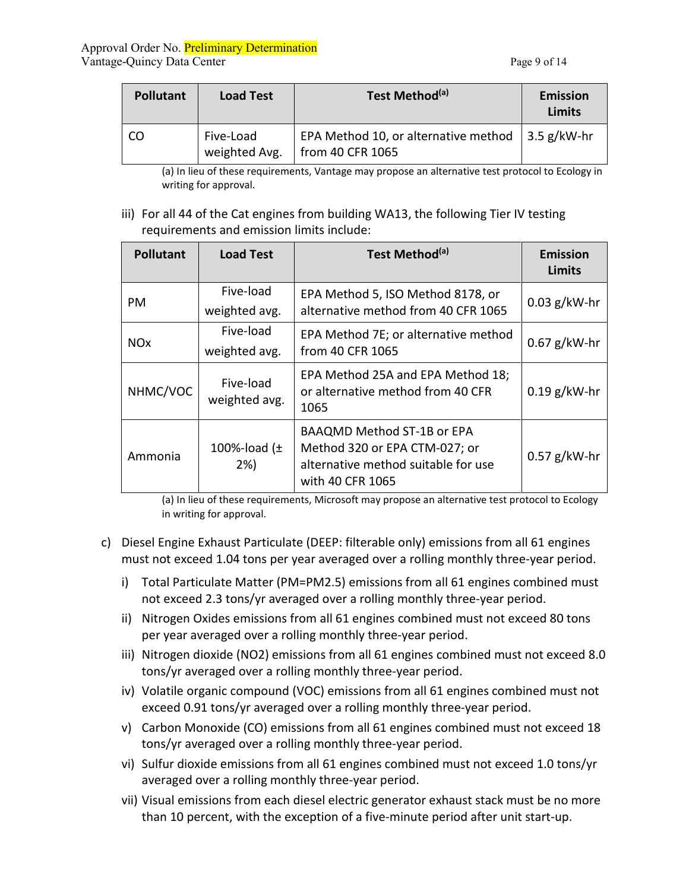| Pollutant | Load Test | Test Method[(a)] | Emission Limits |
|---|---|---|---|
| CO | Five-Load weighted Avg. | EPA Method 10, or alternative method from 40 CFR 1065 | 3.5 g/kW-hr |

(a) In lieu of these requirements, Vantage may propose an alternative test protocol to Ecology in writing for approval.

iii) For all 44 of the Cat engines from building WA13, the following Tier IV testing requirements and emission limits include:

| Pollutant | Load Test | Test Method[(a)] | Emission Limits |
|---|---|---|---|
| PM | Five-load weighted avg. | EPA Method 5, ISO Method 8178, or alternative method from 40 CFR 1065 | 0.03 g/kW-hr |
| NOx | Five-load weighted avg. | EPA Method 7E; or alternative method from 40 CFR 1065 | 0.67 g/kW-hr |
| NHMC/VOC | Five-load weighted avg. | EPA Method 25A and EPA Method 18; or alternative method from 40 CFR 1065 | 0.19 g/kW-hr |
| Ammonia | 100%-load (± 2%) | BAAQMD Method ST-1B or EPA Method 320 or EPA CTM-027; or alternative method suitable for use with 40 CFR 1065 | 0.57 g/kW-hr |

(a) In lieu of these requirements, Microsoft may propose an alternative test protocol to Ecology in writing for approval.

c) Diesel Engine Exhaust Particulate (DEEP: filterable only) emissions from all 61 engines must not exceed 1.04 tons per year averaged over a rolling monthly three-year period.

   i) Total Particulate Matter (PM=PM2.5) emissions from all 61 engines combined must not exceed 2.3 tons/yr averaged over a rolling monthly three-year period.

   ii) Nitrogen Oxides emissions from all 61 engines combined must not exceed 80 tons per year averaged over a rolling monthly three-year period.

   iii) Nitrogen dioxide ($NO_2$) emissions from all 61 engines combined must not exceed 8.0 tons/yr averaged over a rolling monthly three-year period.

   iv) Volatile organic compound (VOC) emissions from all 61 engines combined must not exceed 0.91 tons/yr averaged over a rolling monthly three-year period.

   v) Carbon Monoxide (CO) emissions from all 61 engines combined must not exceed 18 tons/yr averaged over a rolling monthly three-year period.

   vi) Sulfur dioxide emissions from all 61 engines combined must not exceed 1.0 tons/yr averaged over a rolling monthly three-year period.

   vii) Visual emissions from each diesel electric generator exhaust stack must be no more than 10 percent, with the exception of a five-minute period after unit start-up.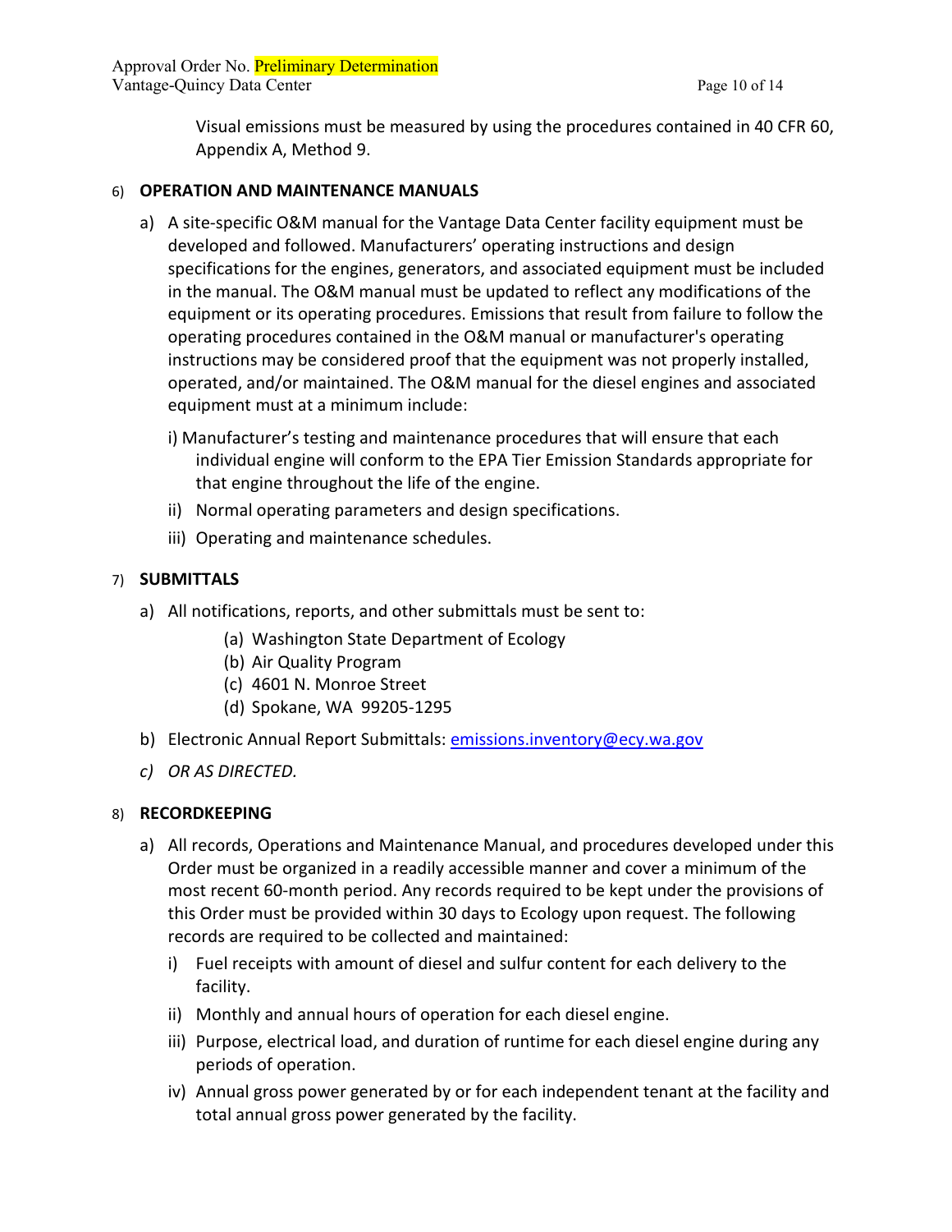Visual emissions must be measured by using the procedures contained in 40 CFR 60, Appendix A, Method 9.

6) **OPERATION AND MAINTENANCE MANUALS**

a) A site-specific O&M manual for the Vantage Data Center facility equipment must be developed and followed. Manufacturers' operating instructions and design specifications for the engines, generators, and associated equipment must be included in the manual. The O&M manual must be updated to reflect any modifications of the equipment or its operating procedures. Emissions that result from failure to follow the operating procedures contained in the O&M manual or manufacturer's operating instructions may be considered proof that the equipment was not properly installed, operated, and/or maintained. The O&M manual for the diesel engines and associated equipment must at a minimum include:

   i) Manufacturer's testing and maintenance procedures that will ensure that each individual engine will conform to the EPA Tier Emission Standards appropriate for that engine throughout the life of the engine.

   ii) Normal operating parameters and design specifications.

   iii) Operating and maintenance schedules.

7) **SUBMITTALS**

a) All notifications, reports, and other submittals must be sent to:

   (a) Washington State Department of Ecology
   (b) Air Quality Program
   (c) 4601 N. Monroe Street
   (d) Spokane, WA 99205-1295

b) Electronic Annual Report Submittals: emissions.inventory@ecy.wa.gov

c) *OR AS DIRECTED.*

8) **RECORDKEEPING**

a) All records, Operations and Maintenance Manual, and procedures developed under this Order must be organized in a readily accessible manner and cover a minimum of the most recent 60-month period. Any records required to be kept under the provisions of this Order must be provided within 30 days to Ecology upon request. The following records are required to be collected and maintained:

   i) Fuel receipts with amount of diesel and sulfur content for each delivery to the facility.

   ii) Monthly and annual hours of operation for each diesel engine.

   iii) Purpose, electrical load, and duration of runtime for each diesel engine during any periods of operation.

   iv) Annual gross power generated by or for each independent tenant at the facility and total annual gross power generated by the facility.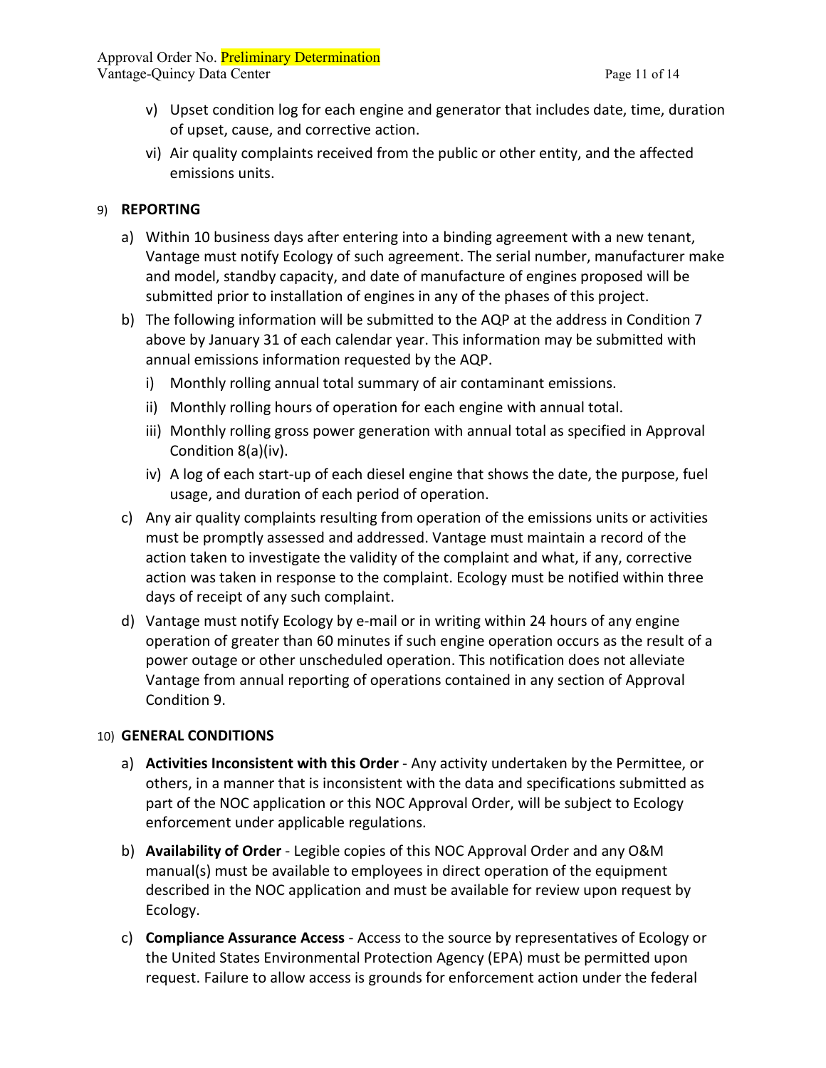v) Upset condition log for each engine and generator that includes date, time, duration of upset, cause, and corrective action.

vi) Air quality complaints received from the public or other entity, and the affected emissions units.

9) **REPORTING**

a) Within 10 business days after entering into a binding agreement with a new tenant, Vantage must notify Ecology of such agreement. The serial number, manufacturer make and model, standby capacity, and date of manufacture of engines proposed will be submitted prior to installation of engines in any of the phases of this project.

b) The following information will be submitted to the AQP at the address in Condition 7 above by January 31 of each calendar year. This information may be submitted with annual emissions information requested by the AQP.

   i) Monthly rolling annual total summary of air contaminant emissions.

   ii) Monthly rolling hours of operation for each engine with annual total.

   iii) Monthly rolling gross power generation with annual total as specified in Approval Condition 8(a)(iv).

   iv) A log of each start-up of each diesel engine that shows the date, the purpose, fuel usage, and duration of each period of operation.

c) Any air quality complaints resulting from operation of the emissions units or activities must be promptly assessed and addressed. Vantage must maintain a record of the action taken to investigate the validity of the complaint and what, if any, corrective action was taken in response to the complaint. Ecology must be notified within three days of receipt of any such complaint.

d) Vantage must notify Ecology by e-mail or in writing within 24 hours of any engine operation of greater than 60 minutes if such engine operation occurs as the result of a power outage or other unscheduled operation. This notification does not alleviate Vantage from annual reporting of operations contained in any section of Approval Condition 9.

10) **GENERAL CONDITIONS**

a) **Activities Inconsistent with this Order** - Any activity undertaken by the Permittee, or others, in a manner that is inconsistent with the data and specifications submitted as part of the NOC application or this NOC Approval Order, will be subject to Ecology enforcement under applicable regulations.

b) **Availability of Order** - Legible copies of this NOC Approval Order and any O&M manual(s) must be available to employees in direct operation of the equipment described in the NOC application and must be available for review upon request by Ecology.

c) **Compliance Assurance Access** - Access to the source by representatives of Ecology or the United States Environmental Protection Agency (EPA) must be permitted upon request. Failure to allow access is grounds for enforcement action under the federal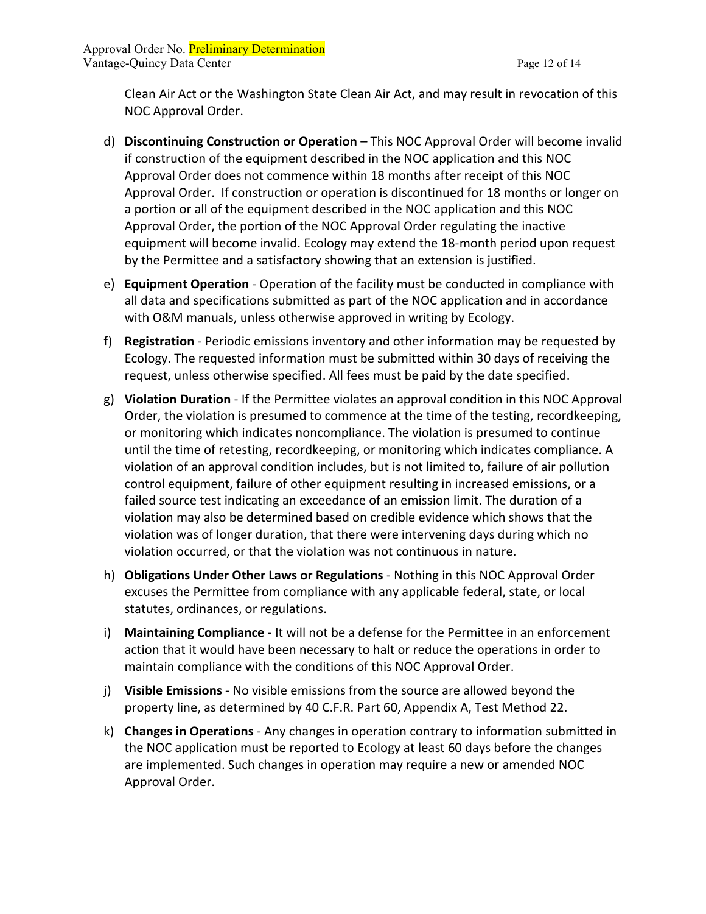Clean Air Act or the Washington State Clean Air Act, and may result in revocation of this NOC Approval Order.

d) **Discontinuing Construction or Operation** – This NOC Approval Order will become invalid if construction of the equipment described in the NOC application and this NOC Approval Order does not commence within 18 months after receipt of this NOC Approval Order. If construction or operation is discontinued for 18 months or longer on a portion or all of the equipment described in the NOC application and this NOC Approval Order, the portion of the NOC Approval Order regulating the inactive equipment will become invalid. Ecology may extend the 18-month period upon request by the Permittee and a satisfactory showing that an extension is justified.

e) **Equipment Operation** - Operation of the facility must be conducted in compliance with all data and specifications submitted as part of the NOC application and in accordance with O&M manuals, unless otherwise approved in writing by Ecology.

f) **Registration** - Periodic emissions inventory and other information may be requested by Ecology. The requested information must be submitted within 30 days of receiving the request, unless otherwise specified. All fees must be paid by the date specified.

g) **Violation Duration** - If the Permittee violates an approval condition in this NOC Approval Order, the violation is presumed to commence at the time of the testing, recordkeeping, or monitoring which indicates noncompliance. The violation is presumed to continue until the time of retesting, recordkeeping, or monitoring which indicates compliance. A violation of an approval condition includes, but is not limited to, failure of air pollution control equipment, failure of other equipment resulting in increased emissions, or a failed source test indicating an exceedance of an emission limit. The duration of a violation may also be determined based on credible evidence which shows that the violation was of longer duration, that there were intervening days during which no violation occurred, or that the violation was not continuous in nature.

h) **Obligations Under Other Laws or Regulations** - Nothing in this NOC Approval Order excuses the Permittee from compliance with any applicable federal, state, or local statutes, ordinances, or regulations.

i) **Maintaining Compliance** - It will not be a defense for the Permittee in an enforcement action that it would have been necessary to halt or reduce the operations in order to maintain compliance with the conditions of this NOC Approval Order.

j) **Visible Emissions** - No visible emissions from the source are allowed beyond the property line, as determined by 40 C.F.R. Part 60, Appendix A, Test Method 22.

k) **Changes in Operations** - Any changes in operation contrary to information submitted in the NOC application must be reported to Ecology at least 60 days before the changes are implemented. Such changes in operation may require a new or amended NOC Approval Order.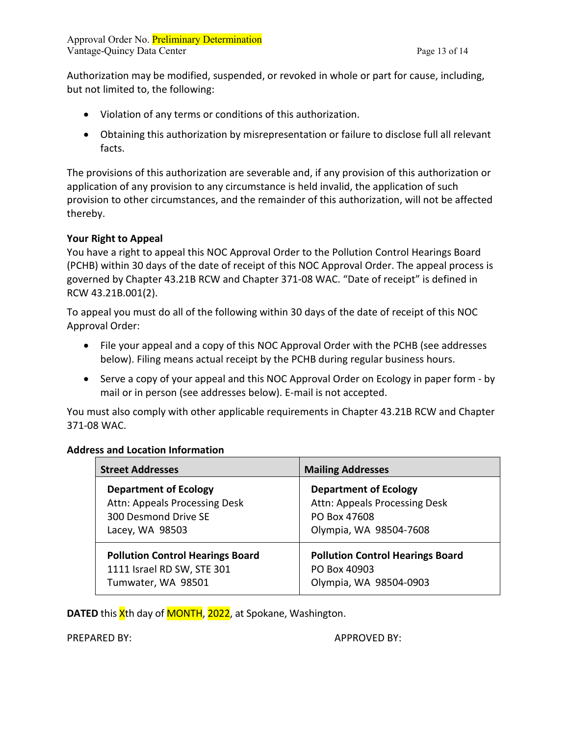Authorization may be modified, suspended, or revoked in whole or part for cause, including, but not limited to, the following:

- Violation of any terms or conditions of this authorization.
- Obtaining this authorization by misrepresentation or failure to disclose full all relevant facts.

The provisions of this authorization are severable and, if any provision of this authorization or application of any provision to any circumstance is held invalid, the application of such provision to other circumstances, and the remainder of this authorization, will not be affected thereby.

**Your Right to Appeal**

You have a right to appeal this NOC Approval Order to the Pollution Control Hearings Board (PCHB) within 30 days of the date of receipt of this NOC Approval Order. The appeal process is governed by Chapter 43.21B RCW and Chapter 371-08 WAC. "Date of receipt" is defined in RCW 43.21B.001(2).

To appeal you must do all of the following within 30 days of the date of receipt of this NOC Approval Order:

- File your appeal and a copy of this NOC Approval Order with the PCHB (see addresses below). Filing means actual receipt by the PCHB during regular business hours.
- Serve a copy of your appeal and this NOC Approval Order on Ecology in paper form - by mail or in person (see addresses below). E-mail is not accepted.

You must also comply with other applicable requirements in Chapter 43.21B RCW and Chapter 371-08 WAC.

**Address and Location Information**

| Street Addresses | Mailing Addresses |
|---|---|
| **Department of Ecology**<br>Attn: Appeals Processing Desk<br>300 Desmond Drive SE<br>Lacey, WA 98503 | **Department of Ecology**<br>Attn: Appeals Processing Desk<br>PO Box 47608<br>Olympia, WA 98504-7608 |
| **Pollution Control Hearings Board**<br>1111 Israel RD SW, STE 301<br>Tumwater, WA 98501 | **Pollution Control Hearings Board**<br>PO Box 40903<br>Olympia, WA 98504-0903 |

**DATED** this Xth day of MONTH, 2022, at Spokane, Washington.

PREPARED BY: APPROVED BY: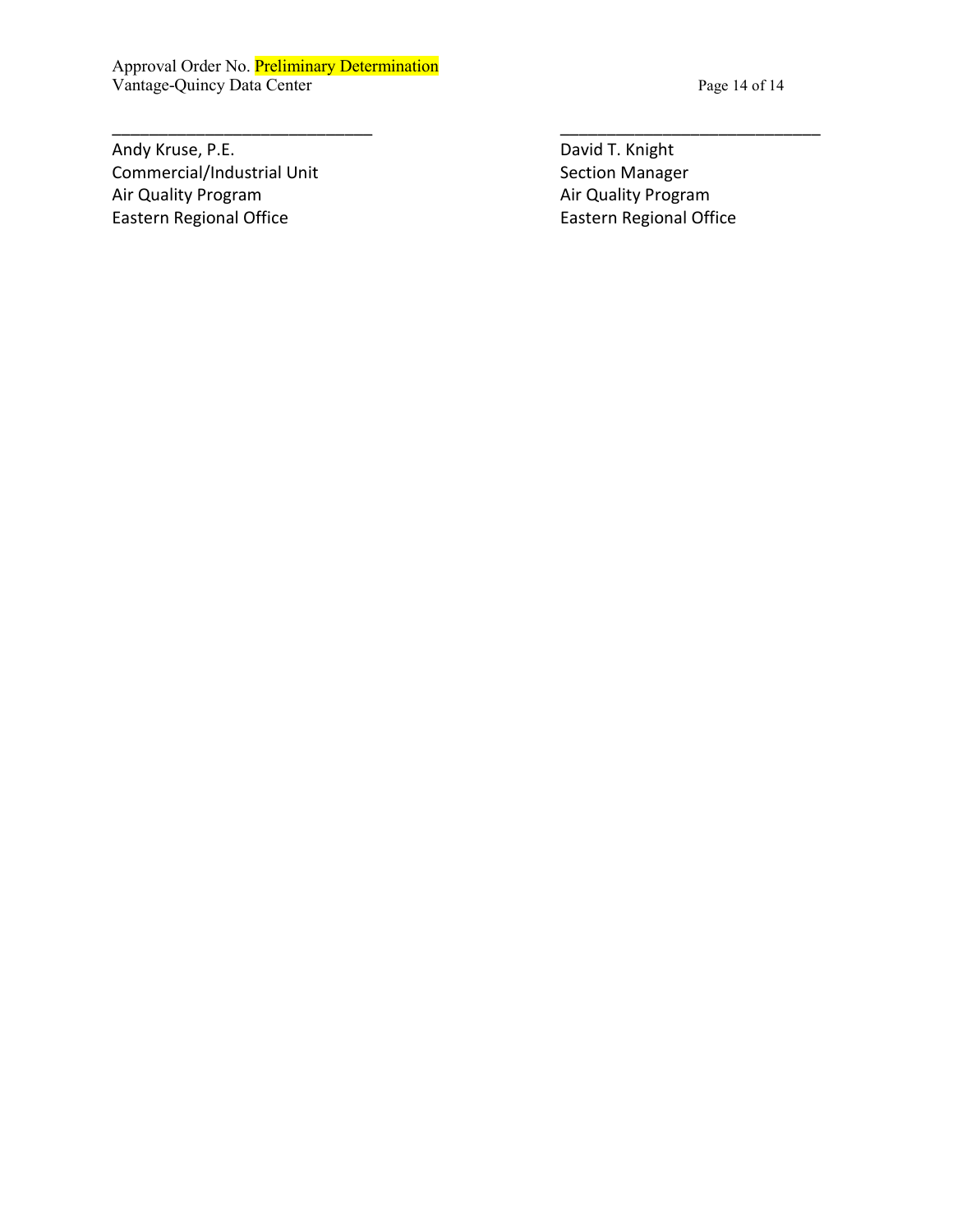______________________________

Andy Kruse, P.E.
Commercial/Industrial Unit
Air Quality Program
Eastern Regional Office

______________________________

David T. Knight
Section Manager
Air Quality Program
Eastern Regional Office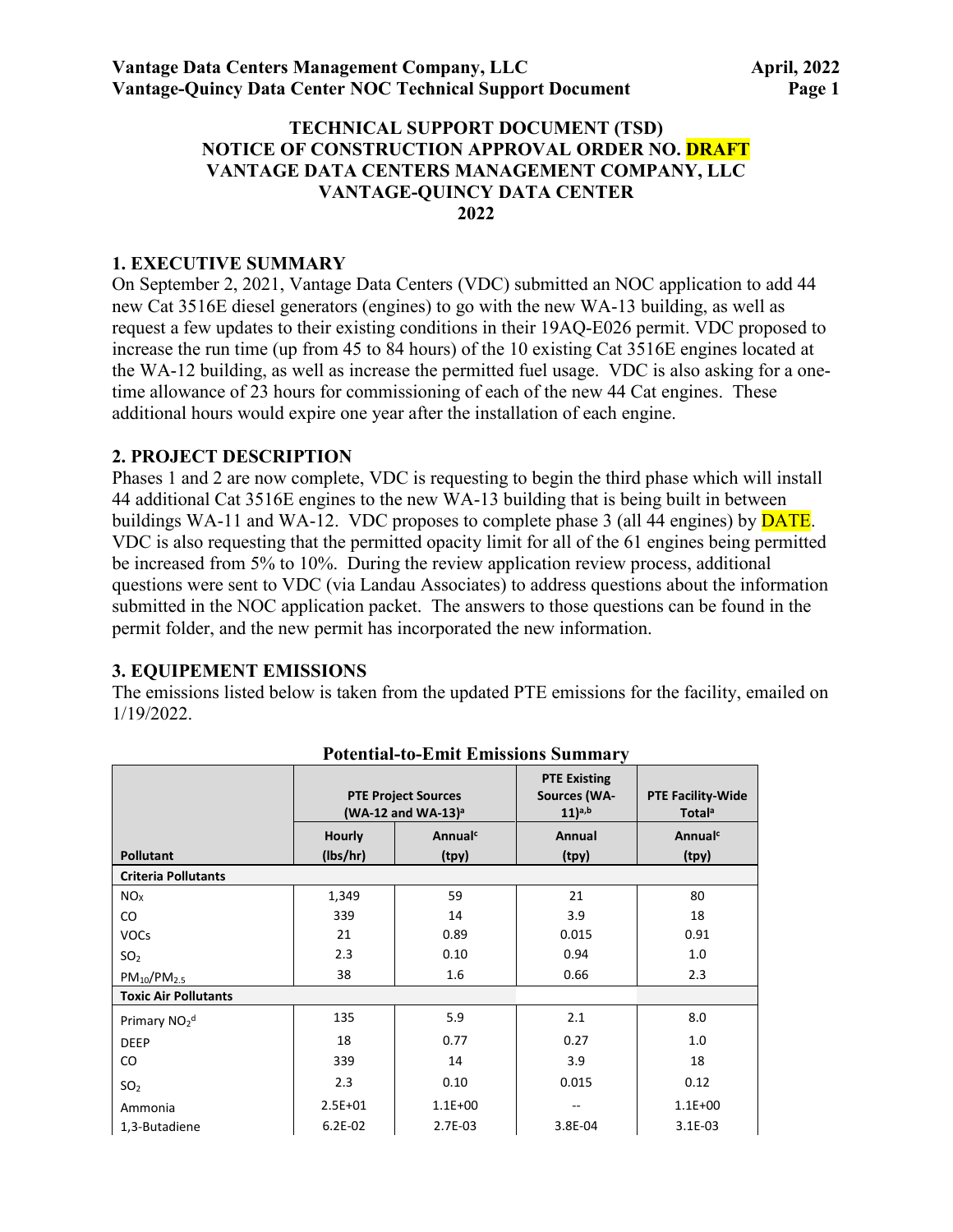# TECHNICAL SUPPORT DOCUMENT (TSD)
# NOTICE OF CONSTRUCTION APPROVAL ORDER NO. DRAFT
# VANTAGE DATA CENTERS MANAGEMENT COMPANY, LLC
# VANTAGE-QUINCY DATA CENTER
# 2022

## 1. EXECUTIVE SUMMARY

On September 2, 2021, Vantage Data Centers (VDC) submitted an NOC application to add 44 new Cat 3516E diesel generators (engines) to go with the new WA-13 building, as well as request a few updates to their existing conditions in their 19AQ-E026 permit. VDC proposed to increase the run time (up from 45 to 84 hours) of the 10 existing Cat 3516E engines located at the WA-12 building, as well as increase the permitted fuel usage. VDC is also asking for a one-time allowance of 23 hours for commissioning of each of the new 44 Cat engines. These additional hours would expire one year after the installation of each engine.

## 2. PROJECT DESCRIPTION

Phases 1 and 2 are now complete, VDC is requesting to begin the third phase which will install 44 additional Cat 3516E engines to the new WA-13 building that is being built in between buildings WA-11 and WA-12. VDC proposes to complete phase 3 (all 44 engines) by DATE. VDC is also requesting that the permitted opacity limit for all of the 61 engines being permitted be increased from 5% to 10%. During the review application review process, additional questions were sent to VDC (via Landau Associates) to address questions about the information submitted in the NOC application packet. The answers to those questions can be found in the permit folder, and the new permit has incorporated the new information.

## 3. EQUIPEMENT EMISSIONS

The emissions listed below is taken from the updated PTE emissions for the facility, emailed on 1/19/2022.

**Potential-to-Emit Emissions Summary**

| | PTE Project Sources (WA-12 and WA-13)[a] | | PTE Existing Sources (WA-11)[a,b] | PTE Facility-Wide Total[a] |
|---|---|---|---|---|
| **Pollutant** | **Hourly (lbs/hr)** | **Annual[c] (tpy)** | **Annual (tpy)** | **Annual[c] (tpy)** |
| **Criteria Pollutants** | | | | |
| $NO_X$ | 1,349 | 59 | 21 | 80 |
| CO | 339 | 14 | 3.9 | 18 |
| VOCs | 21 | 0.89 | 0.015 | 0.91 |
| $SO_2$ | 2.3 | 0.10 | 0.94 | 1.0 |
| $PM_{10}/PM_{2.5}$ | 38 | 1.6 | 0.66 | 2.3 |
| **Toxic Air Pollutants** | | | | |
| Primary $NO_2$[d] | 135 | 5.9 | 2.1 | 8.0 |
| DEEP | 18 | 0.77 | 0.27 | 1.0 |
| CO | 339 | 14 | 3.9 | 18 |
| $SO_2$ | 2.3 | 0.10 | 0.015 | 0.12 |
| Ammonia | 2.5E+01 | 1.1E+00 | -- | 1.1E+00 |
| 1,3-Butadiene | 6.2E-02 | 2.7E-03 | 3.8E-04 | 3.1E-03 |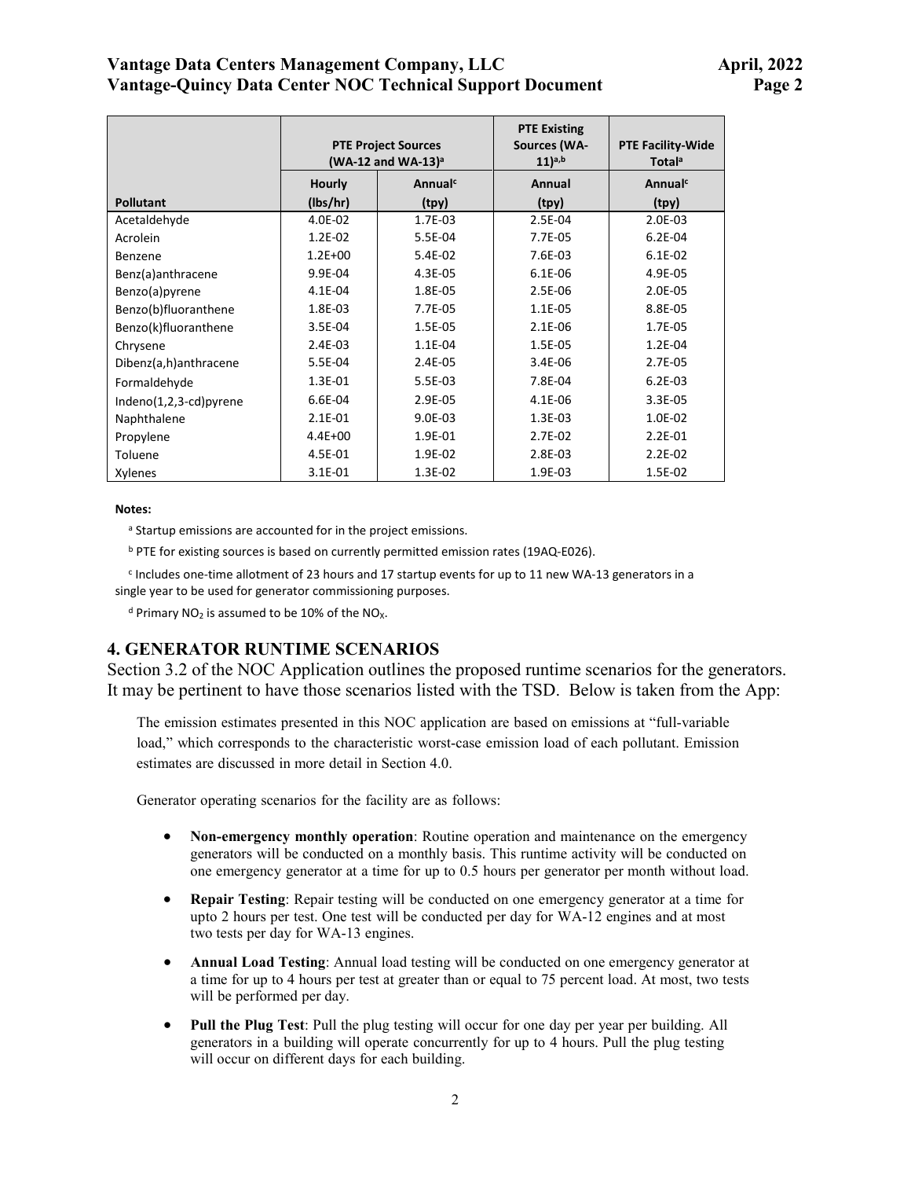| | PTE Project Sources (WA-12 and WA-13)[a] | | PTE Existing Sources (WA-11)[a,b] | PTE Facility-Wide Total[a] |
|---|---|---|---|---|
| Pollutant | Hourly (lbs/hr) | Annual[c] (tpy) | Annual (tpy) | Annual[c] (tpy) |
| Acetaldehyde | 4.0E-02 | 1.7E-03 | 2.5E-04 | 2.0E-03 |
| Acrolein | 1.2E-02 | 5.5E-04 | 7.7E-05 | 6.2E-04 |
| Benzene | 1.2E+00 | 5.4E-02 | 7.6E-03 | 6.1E-02 |
| Benz(a)anthracene | 9.9E-04 | 4.3E-05 | 6.1E-06 | 4.9E-05 |
| Benzo(a)pyrene | 4.1E-04 | 1.8E-05 | 2.5E-06 | 2.0E-05 |
| Benzo(b)fluoranthene | 1.8E-03 | 7.7E-05 | 1.1E-05 | 8.8E-05 |
| Benzo(k)fluoranthene | 3.5E-04 | 1.5E-05 | 2.1E-06 | 1.7E-05 |
| Chrysene | 2.4E-03 | 1.1E-04 | 1.5E-05 | 1.2E-04 |
| Dibenz(a,h)anthracene | 5.5E-04 | 2.4E-05 | 3.4E-06 | 2.7E-05 |
| Formaldehyde | 1.3E-01 | 5.5E-03 | 7.8E-04 | 6.2E-03 |
| Indeno(1,2,3-cd)pyrene | 6.6E-04 | 2.9E-05 | 4.1E-06 | 3.3E-05 |
| Naphthalene | 2.1E-01 | 9.0E-03 | 1.3E-03 | 1.0E-02 |
| Propylene | 4.4E+00 | 1.9E-01 | 2.7E-02 | 2.2E-01 |
| Toluene | 4.5E-01 | 1.9E-02 | 2.8E-03 | 2.2E-02 |
| Xylenes | 3.1E-01 | 1.3E-02 | 1.9E-03 | 1.5E-02 |

**Notes:**

[a] Startup emissions are accounted for in the project emissions.

[b] PTE for existing sources is based on currently permitted emission rates (19AQ-E026).

[c] Includes one-time allotment of 23 hours and 17 startup events for up to 11 new WA-13 generators in a single year to be used for generator commissioning purposes.

[d] Primary $NO_2$ is assumed to be 10% of the $NO_X$.

## 4. GENERATOR RUNTIME SCENARIOS

Section 3.2 of the NOC Application outlines the proposed runtime scenarios for the generators. It may be pertinent to have those scenarios listed with the TSD. Below is taken from the App:

The emission estimates presented in this NOC application are based on emissions at "full-variable load," which corresponds to the characteristic worst-case emission load of each pollutant. Emission estimates are discussed in more detail in Section 4.0.

Generator operating scenarios for the facility are as follows:

- **Non-emergency monthly operation**: Routine operation and maintenance on the emergency generators will be conducted on a monthly basis. This runtime activity will be conducted on one emergency generator at a time for up to 0.5 hours per generator per month without load.
- **Repair Testing**: Repair testing will be conducted on one emergency generator at a time for upto 2 hours per test. One test will be conducted per day for WA-12 engines and at most two tests per day for WA-13 engines.
- **Annual Load Testing**: Annual load testing will be conducted on one emergency generator at a time for up to 4 hours per test at greater than or equal to 75 percent load. At most, two tests will be performed per day.
- **Pull the Plug Test**: Pull the plug testing will occur for one day per year per building. All generators in a building will operate concurrently for up to 4 hours. Pull the plug testing will occur on different days for each building.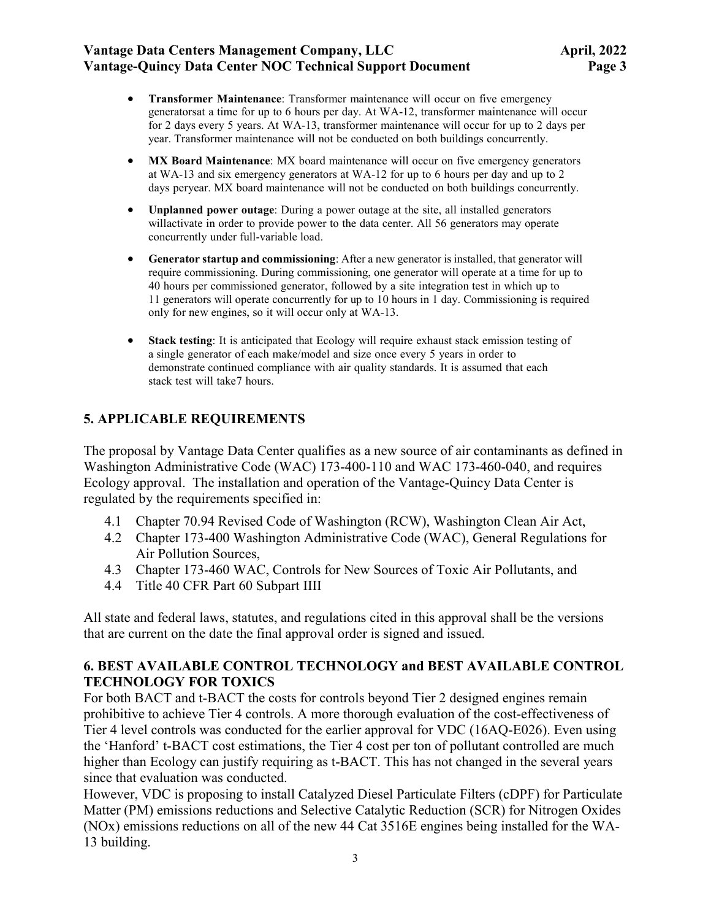- **Transformer Maintenance**: Transformer maintenance will occur on five emergency generatorsat a time for up to 6 hours per day. At WA-12, transformer maintenance will occur for 2 days every 5 years. At WA-13, transformer maintenance will occur for up to 2 days per year. Transformer maintenance will not be conducted on both buildings concurrently.
- **MX Board Maintenance**: MX board maintenance will occur on five emergency generators at WA-13 and six emergency generators at WA-12 for up to 6 hours per day and up to 2 days peryear. MX board maintenance will not be conducted on both buildings concurrently.
- **Unplanned power outage**: During a power outage at the site, all installed generators willactivate in order to provide power to the data center. All 56 generators may operate concurrently under full-variable load.
- **Generator startup and commissioning**: After a new generator is installed, that generator will require commissioning. During commissioning, one generator will operate at a time for up to 40 hours per commissioned generator, followed by a site integration test in which up to 11 generators will operate concurrently for up to 10 hours in 1 day. Commissioning is required only for new engines, so it will occur only at WA-13.
- **Stack testing**: It is anticipated that Ecology will require exhaust stack emission testing of a single generator of each make/model and size once every 5 years in order to demonstrate continued compliance with air quality standards. It is assumed that each stack test will take7 hours.

## 5. APPLICABLE REQUIREMENTS

The proposal by Vantage Data Center qualifies as a new source of air contaminants as defined in Washington Administrative Code (WAC) 173-400-110 and WAC 173-460-040, and requires Ecology approval. The installation and operation of the Vantage-Quincy Data Center is regulated by the requirements specified in:

4.1 Chapter 70.94 Revised Code of Washington (RCW), Washington Clean Air Act,

4.2 Chapter 173-400 Washington Administrative Code (WAC), General Regulations for Air Pollution Sources,

4.3 Chapter 173-460 WAC, Controls for New Sources of Toxic Air Pollutants, and

4.4 Title 40 CFR Part 60 Subpart IIII

All state and federal laws, statutes, and regulations cited in this approval shall be the versions that are current on the date the final approval order is signed and issued.

## 6. BEST AVAILABLE CONTROL TECHNOLOGY and BEST AVAILABLE CONTROL TECHNOLOGY FOR TOXICS

For both BACT and t-BACT the costs for controls beyond Tier 2 designed engines remain prohibitive to achieve Tier 4 controls. A more thorough evaluation of the cost-effectiveness of Tier 4 level controls was conducted for the earlier approval for VDC (16AQ-E026). Even using the 'Hanford' t-BACT cost estimations, the Tier 4 cost per ton of pollutant controlled are much higher than Ecology can justify requiring as t-BACT. This has not changed in the several years since that evaluation was conducted.

However, VDC is proposing to install Catalyzed Diesel Particulate Filters (cDPF) for Particulate Matter (PM) emissions reductions and Selective Catalytic Reduction (SCR) for Nitrogen Oxides (NOx) emissions reductions on all of the new 44 Cat 3516E engines being installed for the WA-13 building.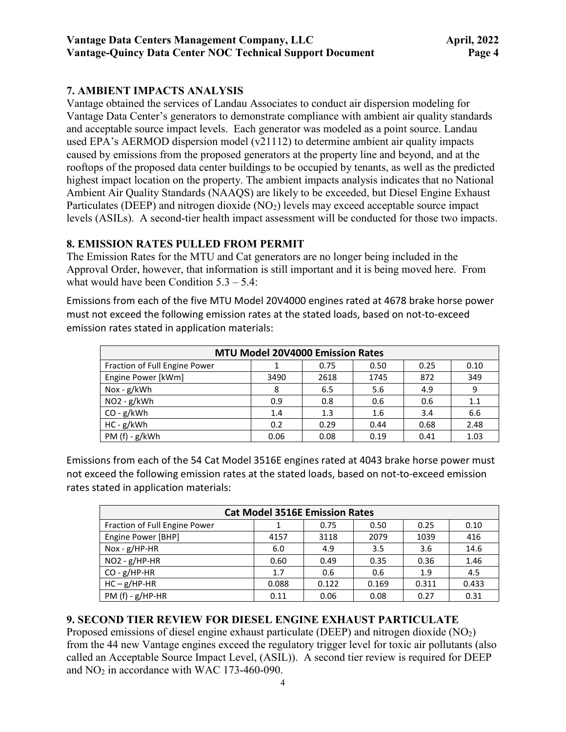## 7. AMBIENT IMPACTS ANALYSIS

Vantage obtained the services of Landau Associates to conduct air dispersion modeling for Vantage Data Center's generators to demonstrate compliance with ambient air quality standards and acceptable source impact levels. Each generator was modeled as a point source. Landau used EPA's AERMOD dispersion model (v21112) to determine ambient air quality impacts caused by emissions from the proposed generators at the property line and beyond, and at the rooftops of the proposed data center buildings to be occupied by tenants, as well as the predicted highest impact location on the property. The ambient impacts analysis indicates that no National Ambient Air Quality Standards (NAAQS) are likely to be exceeded, but Diesel Engine Exhaust Particulates (DEEP) and nitrogen dioxide ($NO_2$) levels may exceed acceptable source impact levels (ASILs). A second-tier health impact assessment will be conducted for those two impacts.

## 8. EMISSION RATES PULLED FROM PERMIT

The Emission Rates for the MTU and Cat generators are no longer being included in the Approval Order, however, that information is still important and it is being moved here. From what would have been Condition 5.3 – 5.4:

Emissions from each of the five MTU Model 20V4000 engines rated at 4678 brake horse power must not exceed the following emission rates at the stated loads, based on not-to-exceed emission rates stated in application materials:

| MTU Model 20V4000 Emission Rates | | | | | |
|---|---|---|---|---|---|
| Fraction of Full Engine Power | 1 | 0.75 | 0.50 | 0.25 | 0.10 |
| Engine Power [kWm] | 3490 | 2618 | 1745 | 872 | 349 |
| Nox - g/kWh | 8 | 6.5 | 5.6 | 4.9 | 9 |
| NO2 - g/kWh | 0.9 | 0.8 | 0.6 | 0.6 | 1.1 |
| CO - g/kWh | 1.4 | 1.3 | 1.6 | 3.4 | 6.6 |
| HC - g/kWh | 0.2 | 0.29 | 0.44 | 0.68 | 2.48 |
| PM (f) - g/kWh | 0.06 | 0.08 | 0.19 | 0.41 | 1.03 |

Emissions from each of the 54 Cat Model 3516E engines rated at 4043 brake horse power must not exceed the following emission rates at the stated loads, based on not-to-exceed emission rates stated in application materials:

| Cat Model 3516E Emission Rates | | | | | |
|---|---|---|---|---|---|
| Fraction of Full Engine Power | 1 | 0.75 | 0.50 | 0.25 | 0.10 |
| Engine Power [BHP] | 4157 | 3118 | 2079 | 1039 | 416 |
| Nox - g/HP-HR | 6.0 | 4.9 | 3.5 | 3.6 | 14.6 |
| NO2 - g/HP-HR | 0.60 | 0.49 | 0.35 | 0.36 | 1.46 |
| CO - g/HP-HR | 1.7 | 0.6 | 0.6 | 1.9 | 4.5 |
| HC – g/HP-HR | 0.088 | 0.122 | 0.169 | 0.311 | 0.433 |
| PM (f) - g/HP-HR | 0.11 | 0.06 | 0.08 | 0.27 | 0.31 |

## 9. SECOND TIER REVIEW FOR DIESEL ENGINE EXHAUST PARTICULATE

Proposed emissions of diesel engine exhaust particulate (DEEP) and nitrogen dioxide ($NO_2$) from the 44 new Vantage engines exceed the regulatory trigger level for toxic air pollutants (also called an Acceptable Source Impact Level, (ASIL)). A second tier review is required for DEEP and $NO_2$ in accordance with WAC 173-460-090.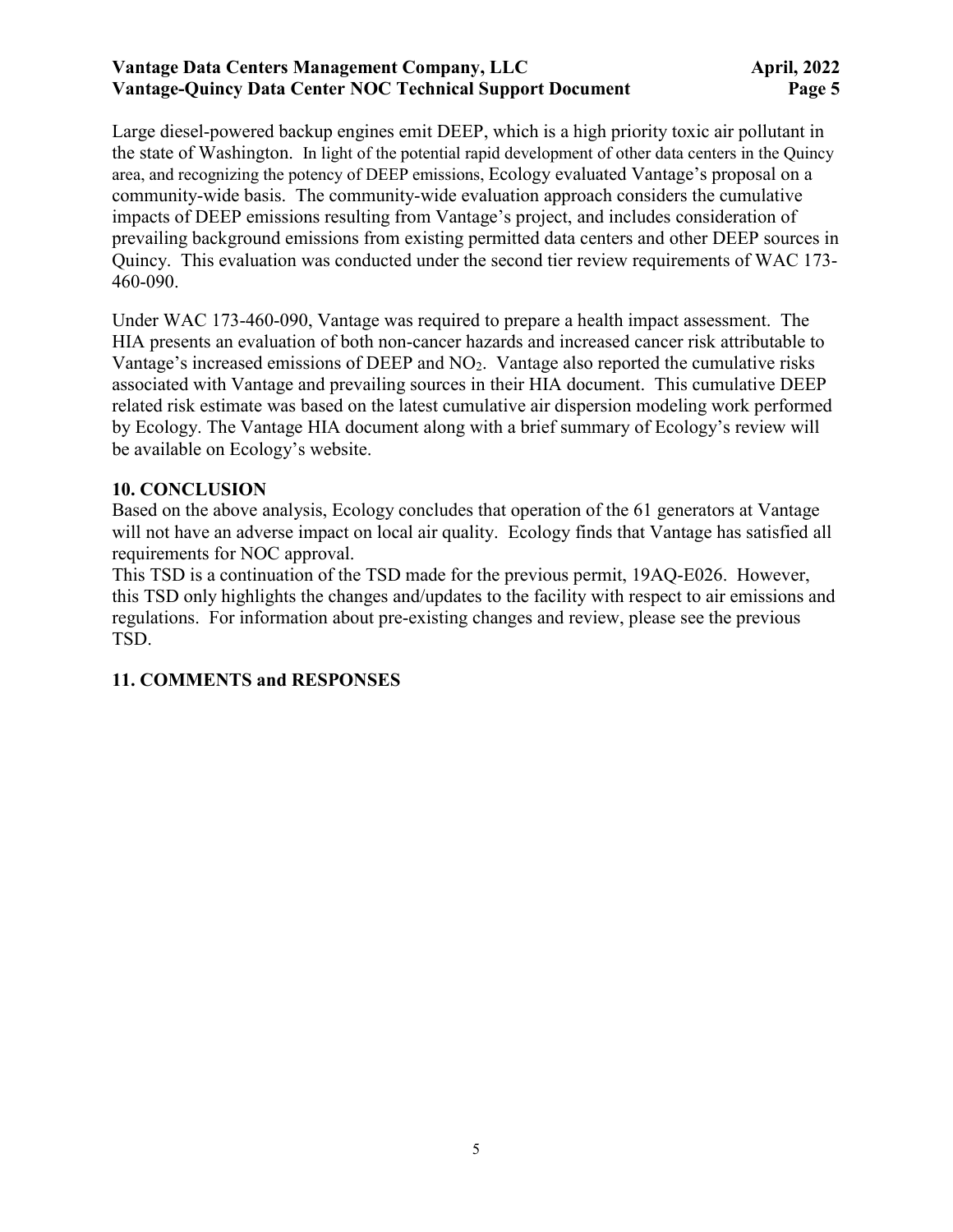Large diesel-powered backup engines emit DEEP, which is a high priority toxic air pollutant in the state of Washington. In light of the potential rapid development of other data centers in the Quincy area, and recognizing the potency of DEEP emissions, Ecology evaluated Vantage's proposal on a community-wide basis. The community-wide evaluation approach considers the cumulative impacts of DEEP emissions resulting from Vantage's project, and includes consideration of prevailing background emissions from existing permitted data centers and other DEEP sources in Quincy. This evaluation was conducted under the second tier review requirements of WAC 173-460-090.

Under WAC 173-460-090, Vantage was required to prepare a health impact assessment. The HIA presents an evaluation of both non-cancer hazards and increased cancer risk attributable to Vantage's increased emissions of DEEP and $NO_2$. Vantage also reported the cumulative risks associated with Vantage and prevailing sources in their HIA document. This cumulative DEEP related risk estimate was based on the latest cumulative air dispersion modeling work performed by Ecology. The Vantage HIA document along with a brief summary of Ecology's review will be available on Ecology's website.

## 10. CONCLUSION

Based on the above analysis, Ecology concludes that operation of the 61 generators at Vantage will not have an adverse impact on local air quality. Ecology finds that Vantage has satisfied all requirements for NOC approval.

This TSD is a continuation of the TSD made for the previous permit, 19AQ-E026. However, this TSD only highlights the changes and/updates to the facility with respect to air emissions and regulations. For information about pre-existing changes and review, please see the previous TSD.

## 11. COMMENTS and RESPONSES